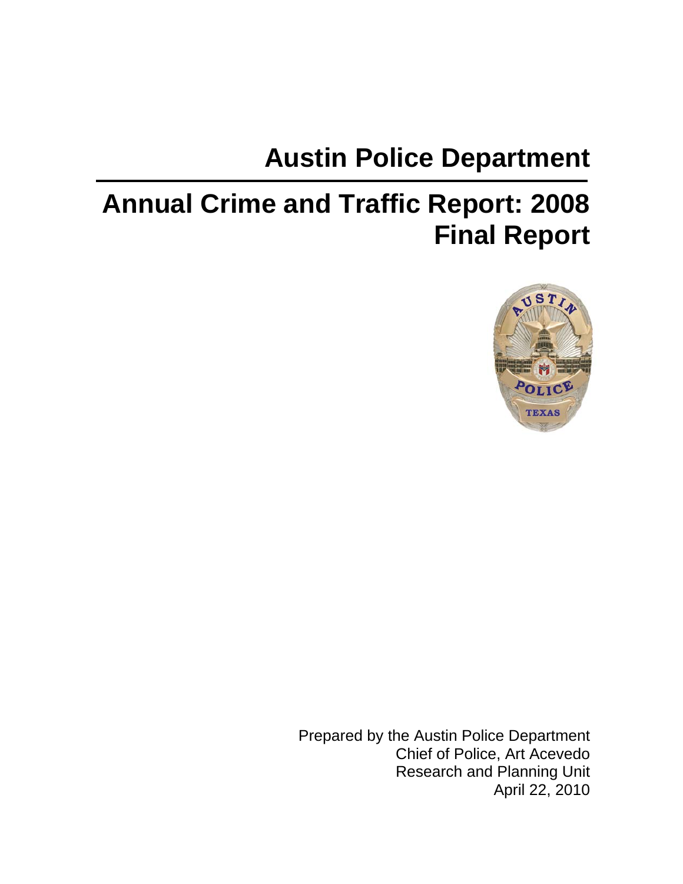# Austin Police Department

# Annual Crime and Traffic Report: 2008
# Final Report

Prepared by the Austin Police Department
Chief of Police, Art Acevedo
Research and Planning Unit
April 22, 2010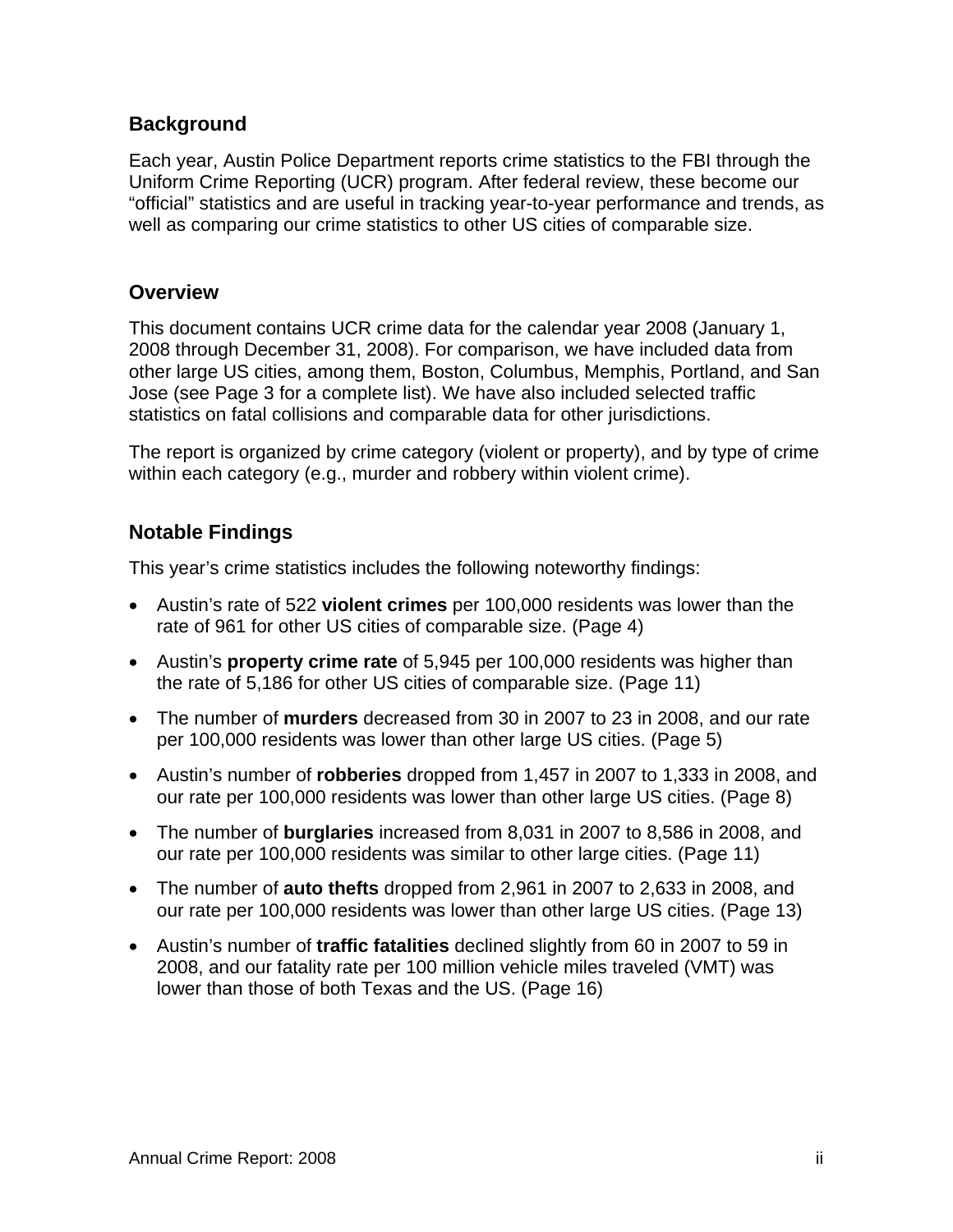## Background

Each year, Austin Police Department reports crime statistics to the FBI through the Uniform Crime Reporting (UCR) program. After federal review, these become our "official" statistics and are useful in tracking year-to-year performance and trends, as well as comparing our crime statistics to other US cities of comparable size.

## Overview

This document contains UCR crime data for the calendar year 2008 (January 1, 2008 through December 31, 2008). For comparison, we have included data from other large US cities, among them, Boston, Columbus, Memphis, Portland, and San Jose (see Page 3 for a complete list). We have also included selected traffic statistics on fatal collisions and comparable data for other jurisdictions.

The report is organized by crime category (violent or property), and by type of crime within each category (e.g., murder and robbery within violent crime).

## Notable Findings

This year's crime statistics includes the following noteworthy findings:

- Austin's rate of 522 **violent crimes** per 100,000 residents was lower than the rate of 961 for other US cities of comparable size. (Page 4)
- Austin's **property crime rate** of 5,945 per 100,000 residents was higher than the rate of 5,186 for other US cities of comparable size. (Page 11)
- The number of **murders** decreased from 30 in 2007 to 23 in 2008, and our rate per 100,000 residents was lower than other large US cities. (Page 5)
- Austin's number of **robberies** dropped from 1,457 in 2007 to 1,333 in 2008, and our rate per 100,000 residents was lower than other large US cities. (Page 8)
- The number of **burglaries** increased from 8,031 in 2007 to 8,586 in 2008, and our rate per 100,000 residents was similar to other large cities. (Page 11)
- The number of **auto thefts** dropped from 2,961 in 2007 to 2,633 in 2008, and our rate per 100,000 residents was lower than other large US cities. (Page 13)
- Austin's number of **traffic fatalities** declined slightly from 60 in 2007 to 59 in 2008, and our fatality rate per 100 million vehicle miles traveled (VMT) was lower than those of both Texas and the US. (Page 16)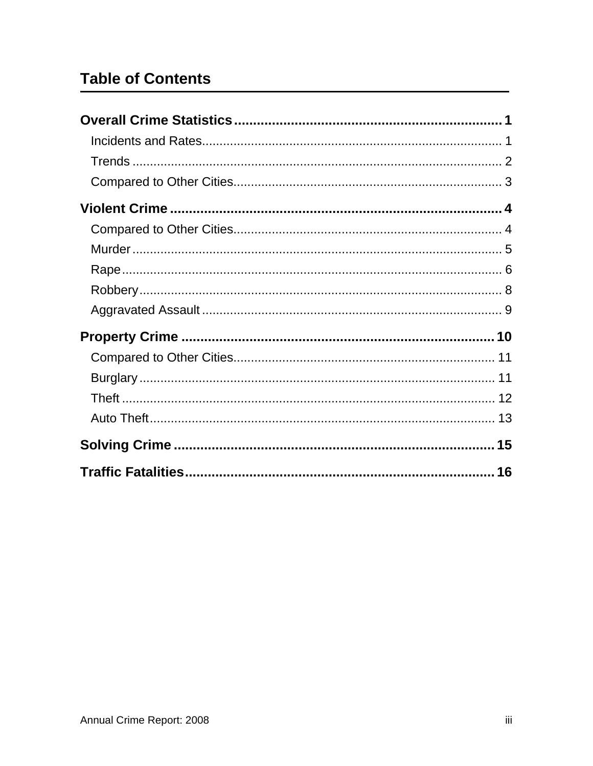# Table of Contents

**Overall Crime Statistics** ........................................................................ **1**

- Incidents and Rates ........................................................................ 1
- Trends ........................................................................ 2
- Compared to Other Cities ........................................................................ 3

**Violent Crime** ........................................................................ **4**

- Compared to Other Cities ........................................................................ 4
- Murder ........................................................................ 5
- Rape ........................................................................ 6
- Robbery ........................................................................ 8
- Aggravated Assault ........................................................................ 9

**Property Crime** ........................................................................ **10**

- Compared to Other Cities ........................................................................ 11
- Burglary ........................................................................ 11
- Theft ........................................................................ 12
- Auto Theft ........................................................................ 13

**Solving Crime** ........................................................................ **15**

**Traffic Fatalities** ........................................................................ **16**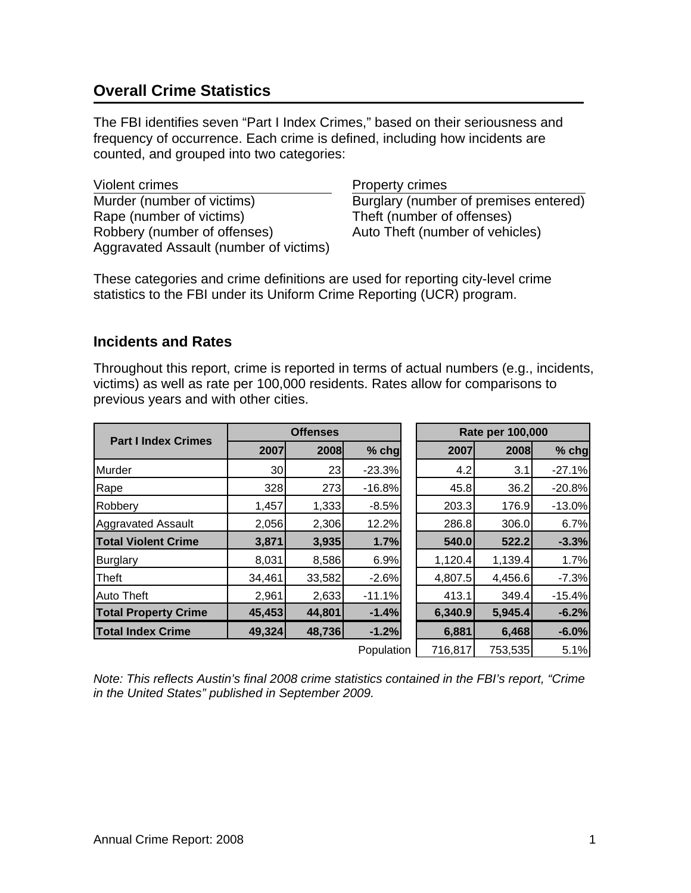## Overall Crime Statistics

The FBI identifies seven "Part I Index Crimes," based on their seriousness and frequency of occurrence. Each crime is defined, including how incidents are counted, and grouped into two categories:

| Violent crimes | Property crimes |
|---|---|
| Murder (number of victims) | Burglary (number of premises entered) |
| Rape (number of victims) | Theft (number of offenses) |
| Robbery (number of offenses) | Auto Theft (number of vehicles) |
| Aggravated Assault (number of victims) | |

These categories and crime definitions are used for reporting city-level crime statistics to the FBI under its Uniform Crime Reporting (UCR) program.

### Incidents and Rates

Throughout this report, crime is reported in terms of actual numbers (e.g., incidents, victims) as well as rate per 100,000 residents. Rates allow for comparisons to previous years and with other cities.

| Part I Index Crimes | Offenses | | | Rate per 100,000 | | |
|---|---|---|---|---|---|---|
| | 2007 | 2008 | % chg | 2007 | 2008 | % chg |
| Murder | 30 | 23 | -23.3% | 4.2 | 3.1 | -27.1% |
| Rape | 328 | 273 | -16.8% | 45.8 | 36.2 | -20.8% |
| Robbery | 1,457 | 1,333 | -8.5% | 203.3 | 176.9 | -13.0% |
| Aggravated Assault | 2,056 | 2,306 | 12.2% | 286.8 | 306.0 | 6.7% |
| **Total Violent Crime** | **3,871** | **3,935** | **1.7%** | **540.0** | **522.2** | **-3.3%** |
| Burglary | 8,031 | 8,586 | 6.9% | 1,120.4 | 1,139.4 | 1.7% |
| Theft | 34,461 | 33,582 | -2.6% | 4,807.5 | 4,456.6 | -7.3% |
| Auto Theft | 2,961 | 2,633 | -11.1% | 413.1 | 349.4 | -15.4% |
| **Total Property Crime** | **45,453** | **44,801** | **-1.4%** | **6,340.9** | **5,945.4** | **-6.2%** |
| **Total Index Crime** | **49,324** | **48,736** | **-1.2%** | **6,881** | **6,468** | **-6.0%** |
| | | | Population | 716,817 | 753,535 | 5.1% |

*Note: This reflects Austin's final 2008 crime statistics contained in the FBI's report, "Crime in the United States" published in September 2009.*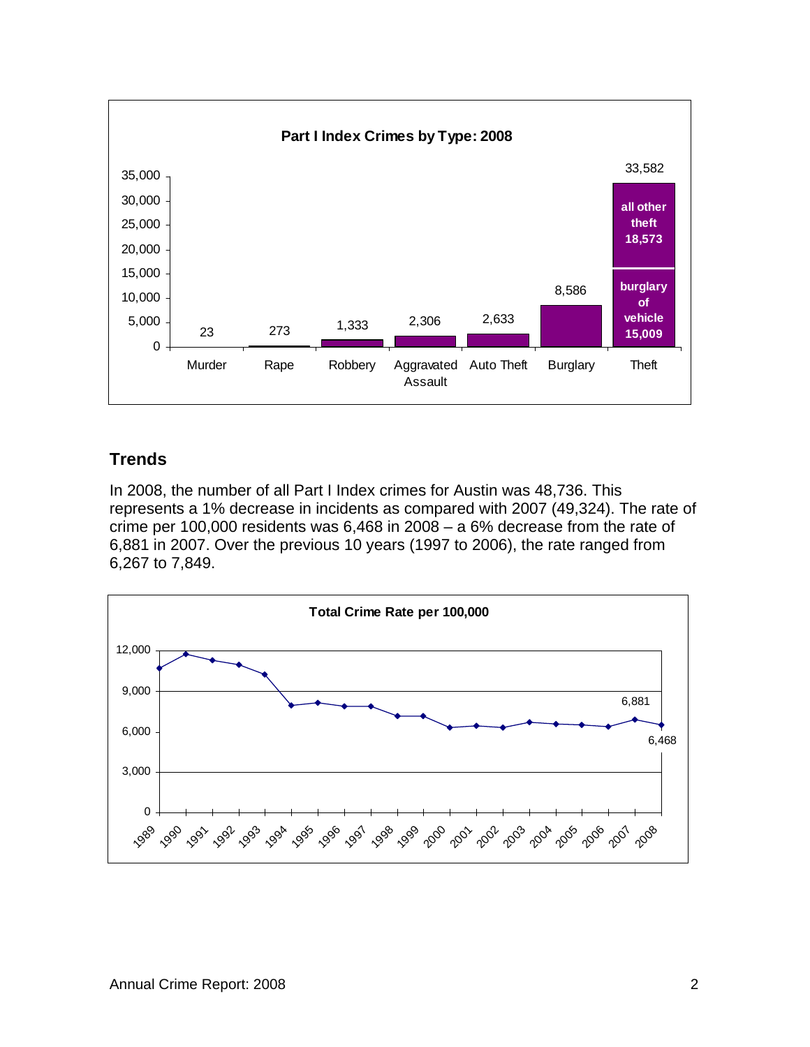**Part I Index Crimes by Type: 2008**

| Type | Count |
|---|---|
| Murder | 23 |
| Rape | 273 |
| Robbery | 1,333 |
| Aggravated Assault | 2,306 |
| Auto Theft | 2,633 |
| Burglary | 8,586 |
| Theft | 33,582 (burglary of vehicle 15,009; all other theft 18,573) |

## Trends

In 2008, the number of all Part I Index crimes for Austin was 48,736. This represents a 1% decrease in incidents as compared with 2007 (49,324). The rate of crime per 100,000 residents was 6,468 in 2008 – a 6% decrease from the rate of 6,881 in 2007. Over the previous 10 years (1997 to 2006), the rate ranged from 6,267 to 7,849.

**Total Crime Rate per 100,000**

(Line chart, 1989–2008; labeled values: 2007: 6,881; 2008: 6,468)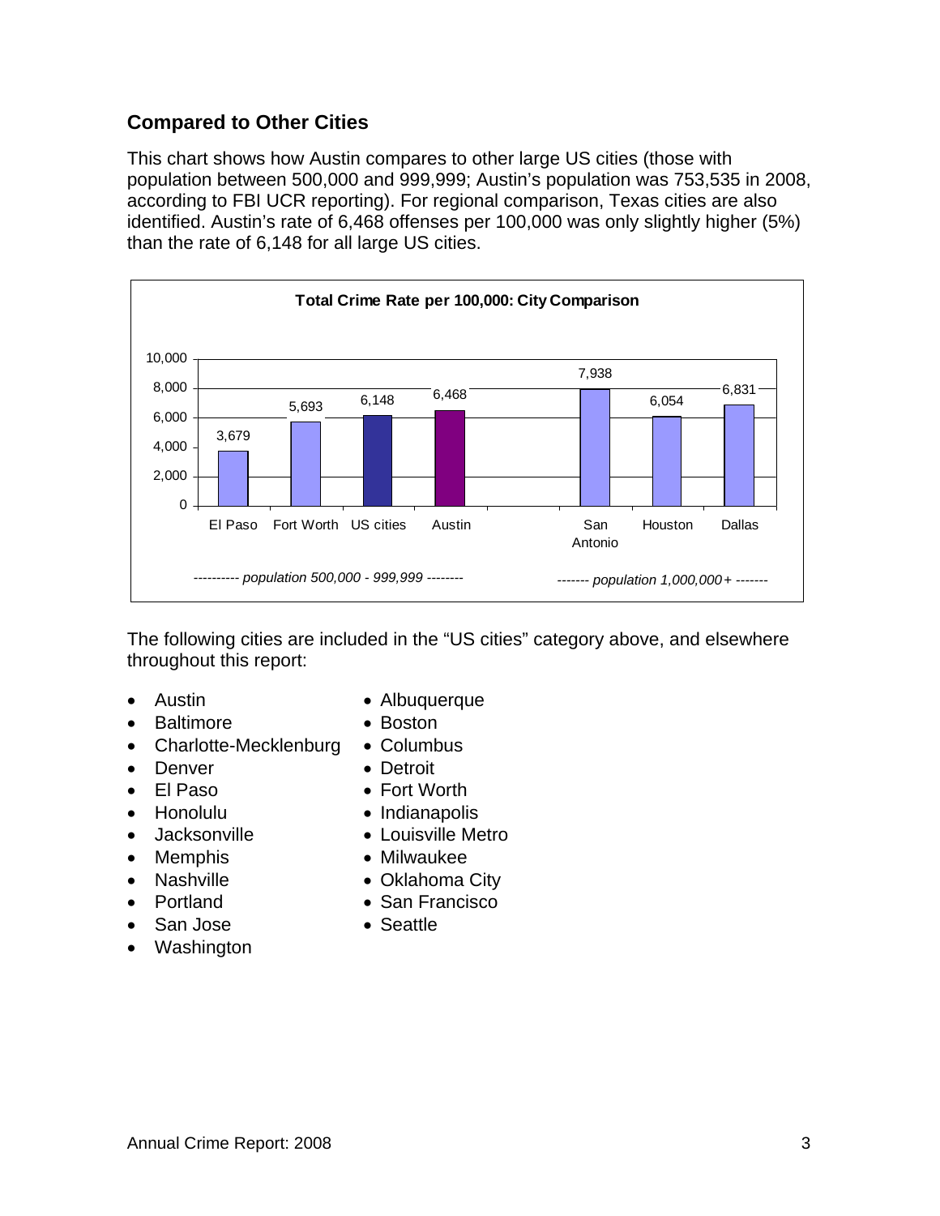## Compared to Other Cities

This chart shows how Austin compares to other large US cities (those with population between 500,000 and 999,999; Austin's population was 753,535 in 2008, according to FBI UCR reporting). For regional comparison, Texas cities are also identified. Austin's rate of 6,468 offenses per 100,000 was only slightly higher (5%) than the rate of 6,148 for all large US cities.

**Total Crime Rate per 100,000: City Comparison**

| City | Rate per 100,000 | Population group |
|---|---|---|
| El Paso | 3,679 | population 500,000 - 999,999 |
| Fort Worth | 5,693 | population 500,000 - 999,999 |
| US cities | 6,148 | population 500,000 - 999,999 |
| Austin | 6,468 | population 500,000 - 999,999 |
| San Antonio | 7,938 | population 1,000,000+ |
| Houston | 6,054 | population 1,000,000+ |
| Dallas | 6,831 | population 1,000,000+ |

The following cities are included in the "US cities" category above, and elsewhere throughout this report:

- Austin
- Baltimore
- Charlotte-Mecklenburg
- Denver
- El Paso
- Honolulu
- Jacksonville
- Memphis
- Nashville
- Portland
- San Jose
- Washington
- Albuquerque
- Boston
- Columbus
- Detroit
- Fort Worth
- Indianapolis
- Louisville Metro
- Milwaukee
- Oklahoma City
- San Francisco
- Seattle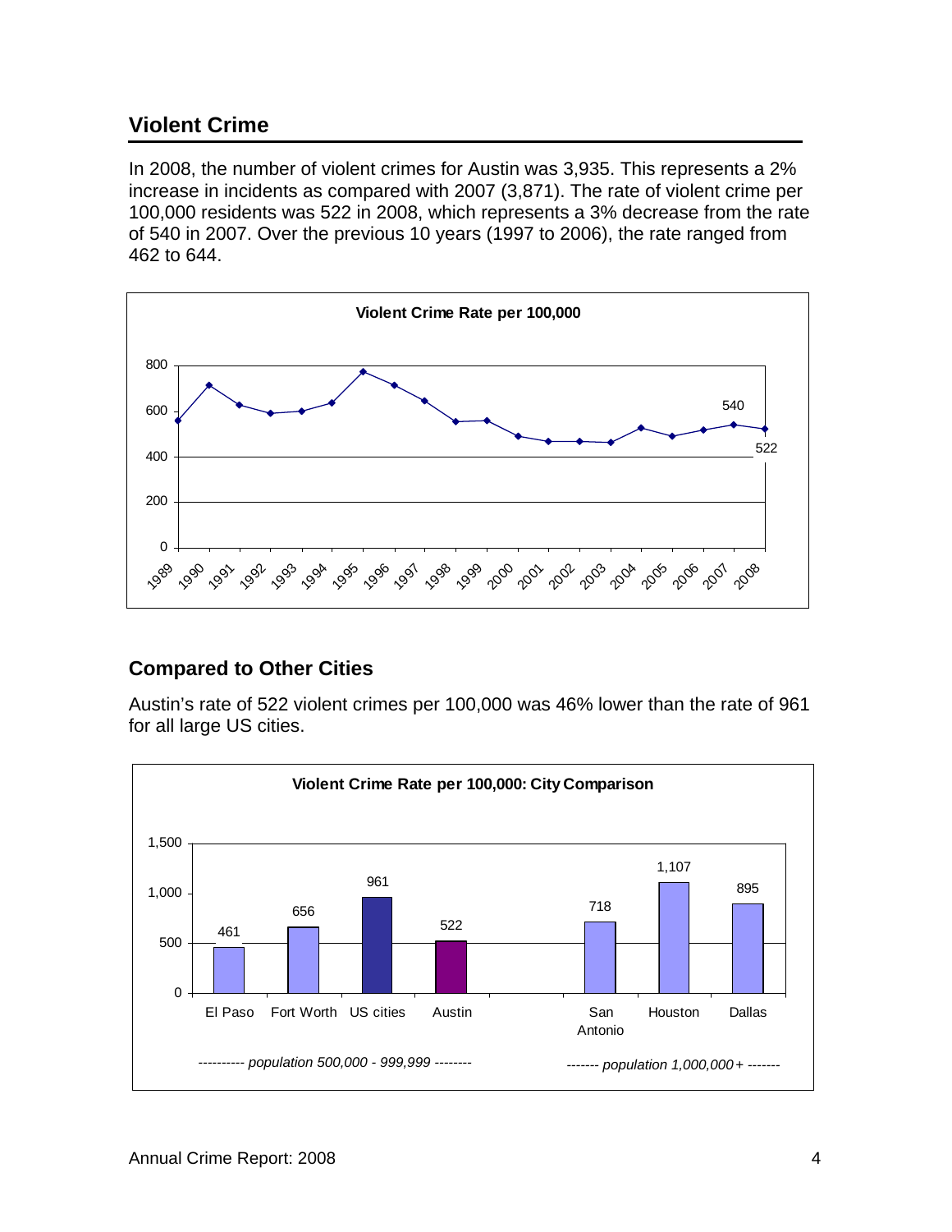## Violent Crime

In 2008, the number of violent crimes for Austin was 3,935. This represents a 2% increase in incidents as compared with 2007 (3,871). The rate of violent crime per 100,000 residents was 522 in 2008, which represents a 3% decrease from the rate of 540 in 2007. Over the previous 10 years (1997 to 2006), the rate ranged from 462 to 644.

**Violent Crime Rate per 100,000**

## Compared to Other Cities

Austin's rate of 522 violent crimes per 100,000 was 46% lower than the rate of 961 for all large US cities.

**Violent Crime Rate per 100,000: City Comparison**

| City | Rate |
|---|---|
| El Paso | 461 |
| Fort Worth | 656 |
| US cities | 961 |
| Austin | 522 |
| San Antonio | 718 |
| Houston | 1,107 |
| Dallas | 895 |

*population 500,000 - 999,999*: El Paso, Fort Worth, US cities, Austin
*population 1,000,000+*: San Antonio, Houston, Dallas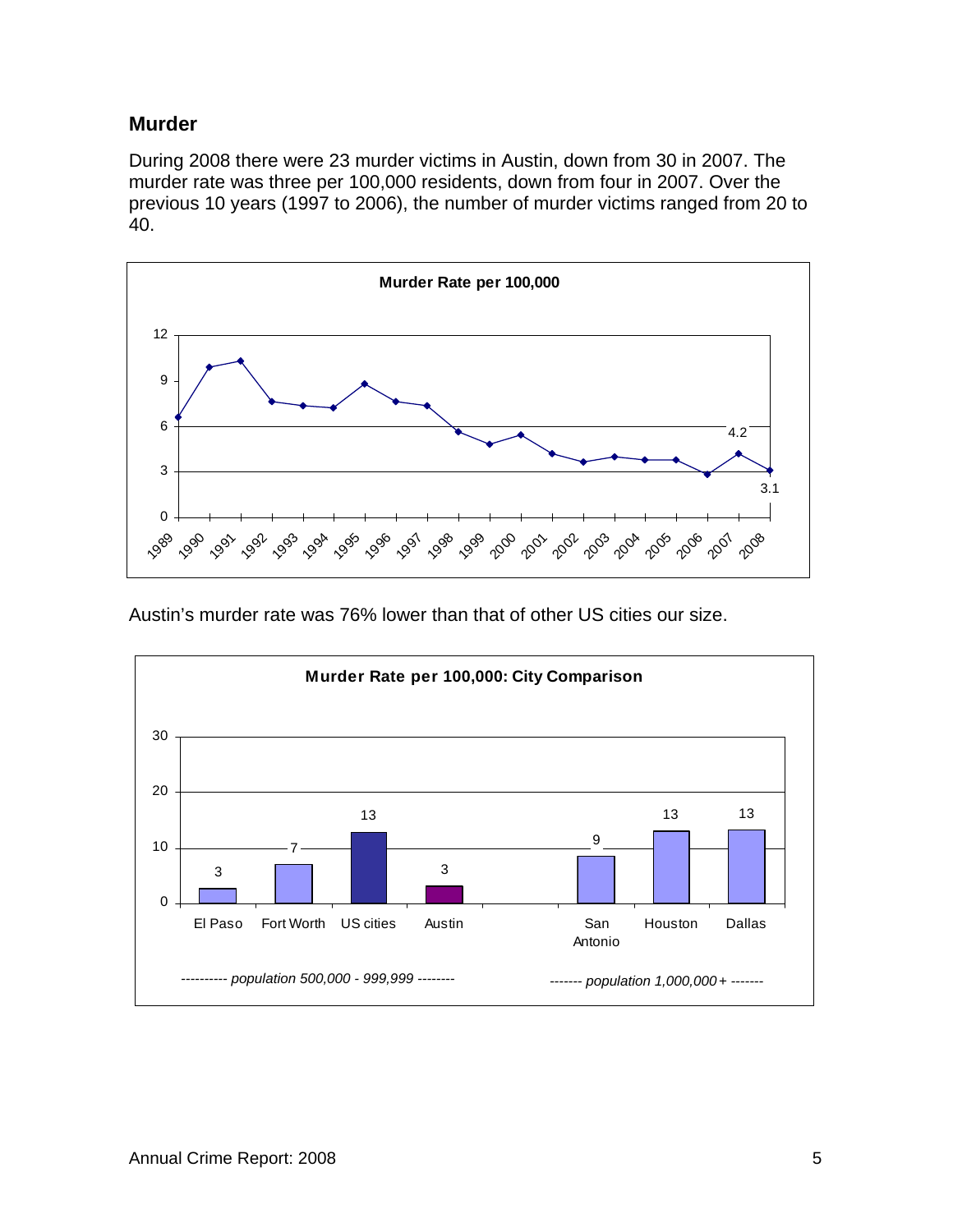## Murder

During 2008 there were 23 murder victims in Austin, down from 30 in 2007. The murder rate was three per 100,000 residents, down from four in 2007. Over the previous 10 years (1997 to 2006), the number of murder victims ranged from 20 to 40.

**Murder Rate per 100,000**

Austin's murder rate was 76% lower than that of other US cities our size.

**Murder Rate per 100,000: City Comparison**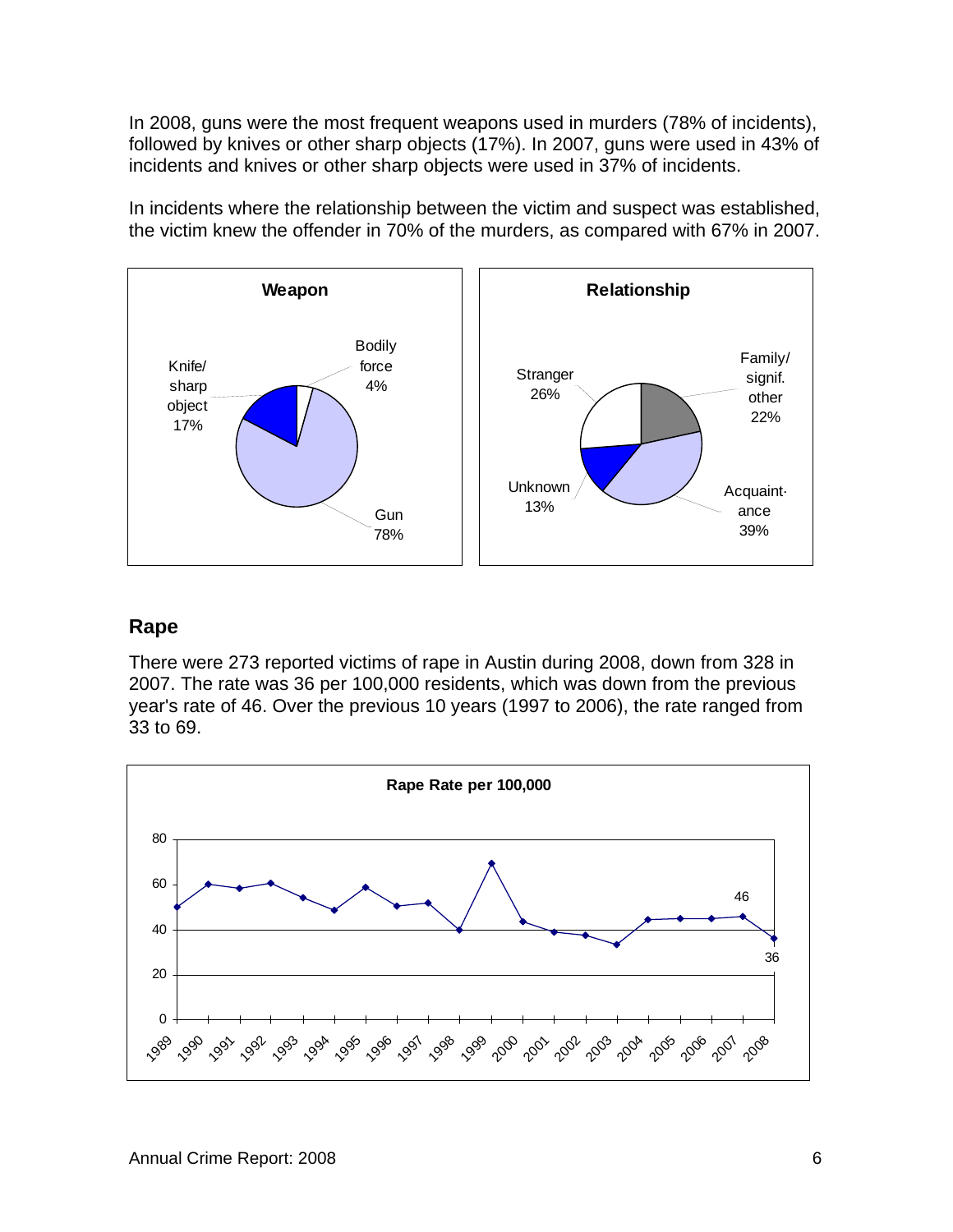In 2008, guns were the most frequent weapons used in murders (78% of incidents), followed by knives or other sharp objects (17%). In 2007, guns were used in 43% of incidents and knives or other sharp objects were used in 37% of incidents.

In incidents where the relationship between the victim and suspect was established, the victim knew the offender in 70% of the murders, as compared with 67% in 2007.

**Weapon**

| Weapon | Percent |
|---|---|
| Gun | 78% |
| Knife/ sharp object | 17% |
| Bodily force | 4% |

**Relationship**

| Relationship | Percent |
|---|---|
| Family/ signif. other | 22% |
| Acquaintance | 39% |
| Unknown | 13% |
| Stranger | 26% |

## Rape

There were 273 reported victims of rape in Austin during 2008, down from 328 in 2007. The rate was 36 per 100,000 residents, which was down from the previous year's rate of 46. Over the previous 10 years (1997 to 2006), the rate ranged from 33 to 69.

**Rape Rate per 100,000**

| Year | 2007 | 2008 |
|---|---|---|
| Rate | 46 | 36 |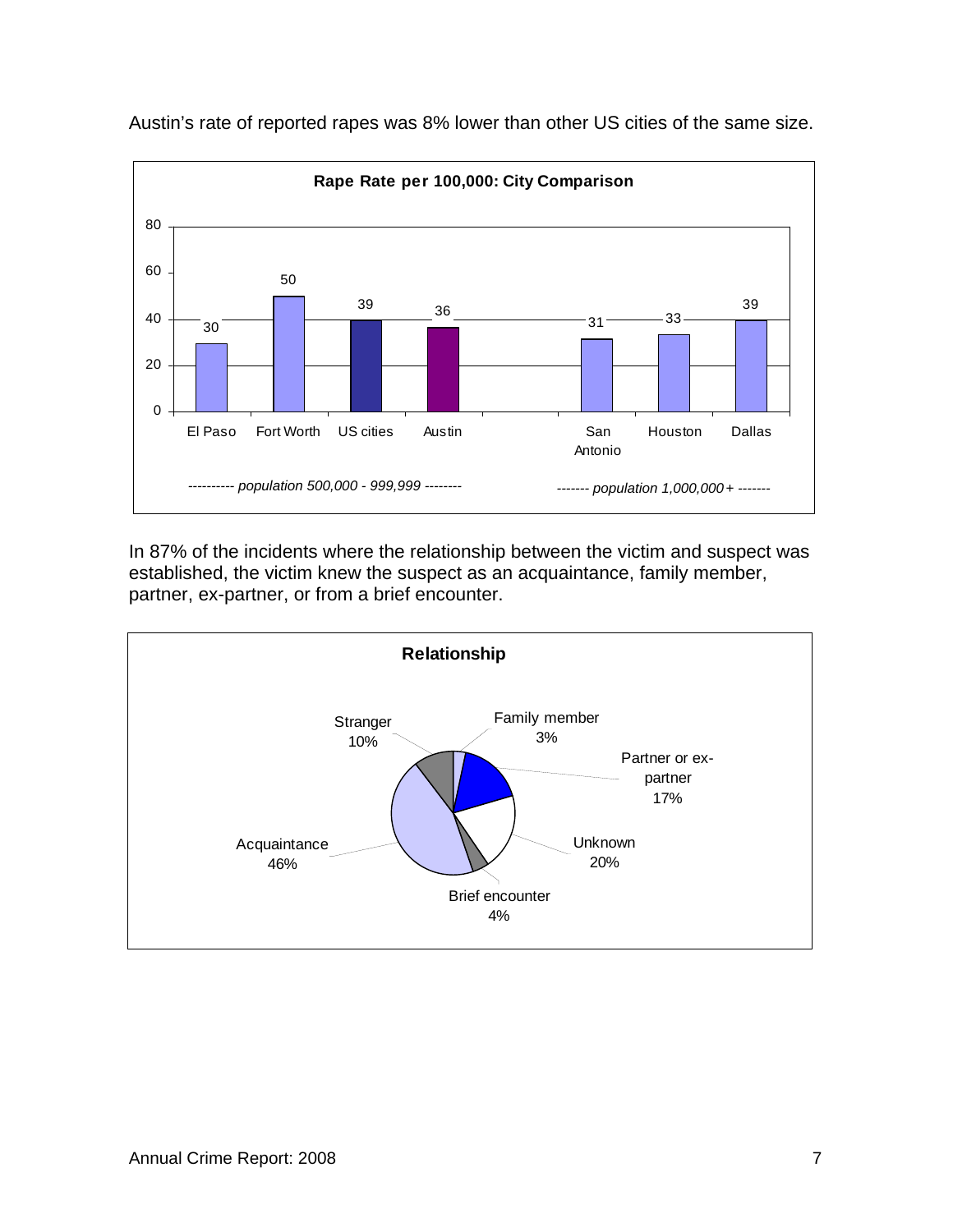Austin's rate of reported rapes was 8% lower than other US cities of the same size.

**Rape Rate per 100,000: City Comparison**

| | El Paso | Fort Worth | US cities | Austin | San Antonio | Houston | Dallas |
|---|---|---|---|---|---|---|---|
| Rate | 30 | 50 | 39 | 36 | 31 | 33 | 39 |

*---------- population 500,000 - 999,999 --------* (El Paso, Fort Worth, US cities, Austin)

*------- population 1,000,000+ -------* (San Antonio, Houston, Dallas)

In 87% of the incidents where the relationship between the victim and suspect was established, the victim knew the suspect as an acquaintance, family member, partner, ex-partner, or from a brief encounter.

**Relationship**

| Relationship | Percent |
|---|---|
| Family member | 3% |
| Partner or ex-partner | 17% |
| Unknown | 20% |
| Brief encounter | 4% |
| Acquaintance | 46% |
| Stranger | 10% |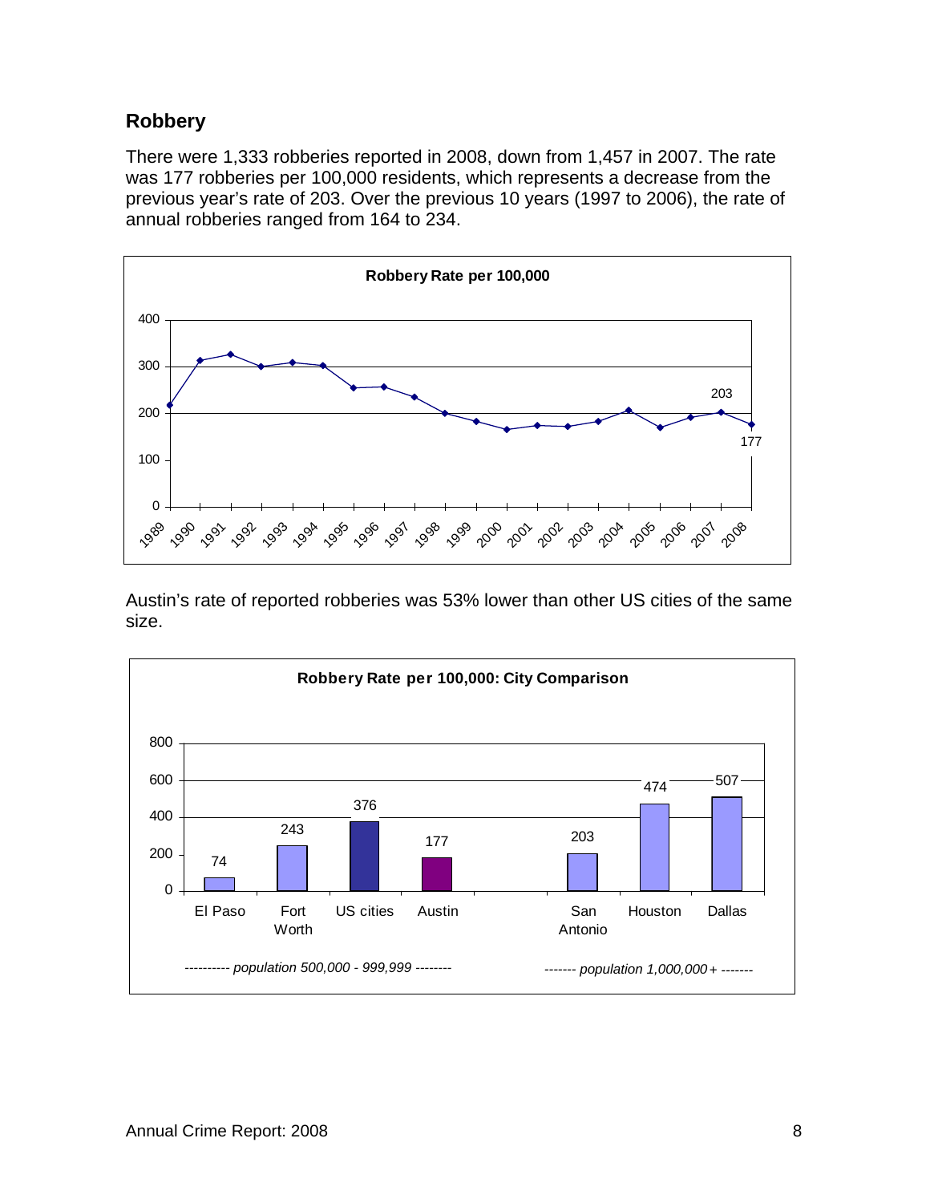## Robbery

There were 1,333 robberies reported in 2008, down from 1,457 in 2007. The rate was 177 robberies per 100,000 residents, which represents a decrease from the previous year's rate of 203. Over the previous 10 years (1997 to 2006), the rate of annual robberies ranged from 164 to 234.

**Robbery Rate per 100,000**

Austin's rate of reported robberies was 53% lower than other US cities of the same size.

**Robbery Rate per 100,000: City Comparison**

| City | Robbery Rate per 100,000 |
|---|---|
| *population 500,000 - 999,999* | |
| El Paso | 74 |
| Fort Worth | 243 |
| US cities | 376 |
| Austin | 177 |
| *population 1,000,000+* | |
| San Antonio | 203 |
| Houston | 474 |
| Dallas | 507 |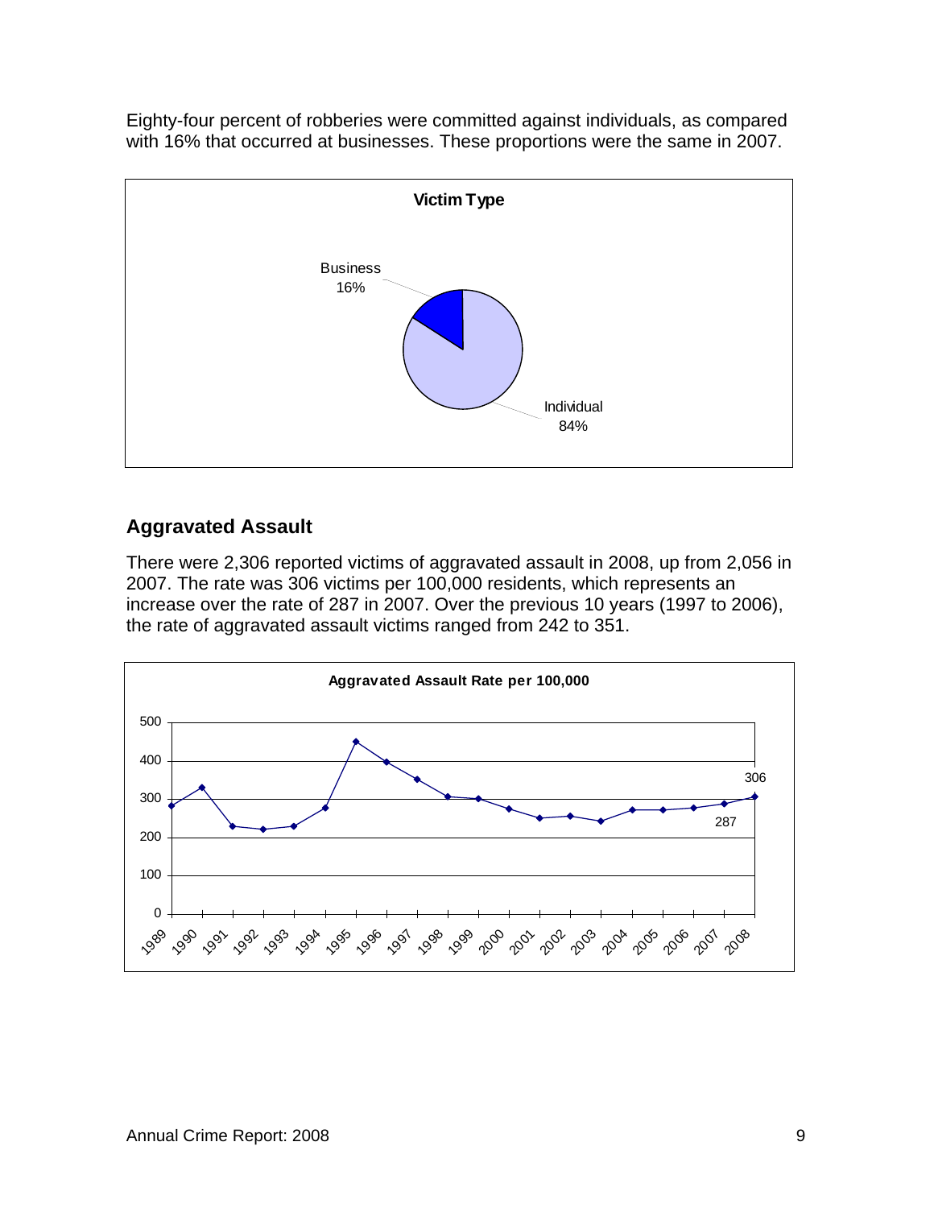Eighty-four percent of robberies were committed against individuals, as compared with 16% that occurred at businesses. These proportions were the same in 2007.

## Aggravated Assault

There were 2,306 reported victims of aggravated assault in 2008, up from 2,056 in 2007. The rate was 306 victims per 100,000 residents, which represents an increase over the rate of 287 in 2007. Over the previous 10 years (1997 to 2006), the rate of aggravated assault victims ranged from 242 to 351.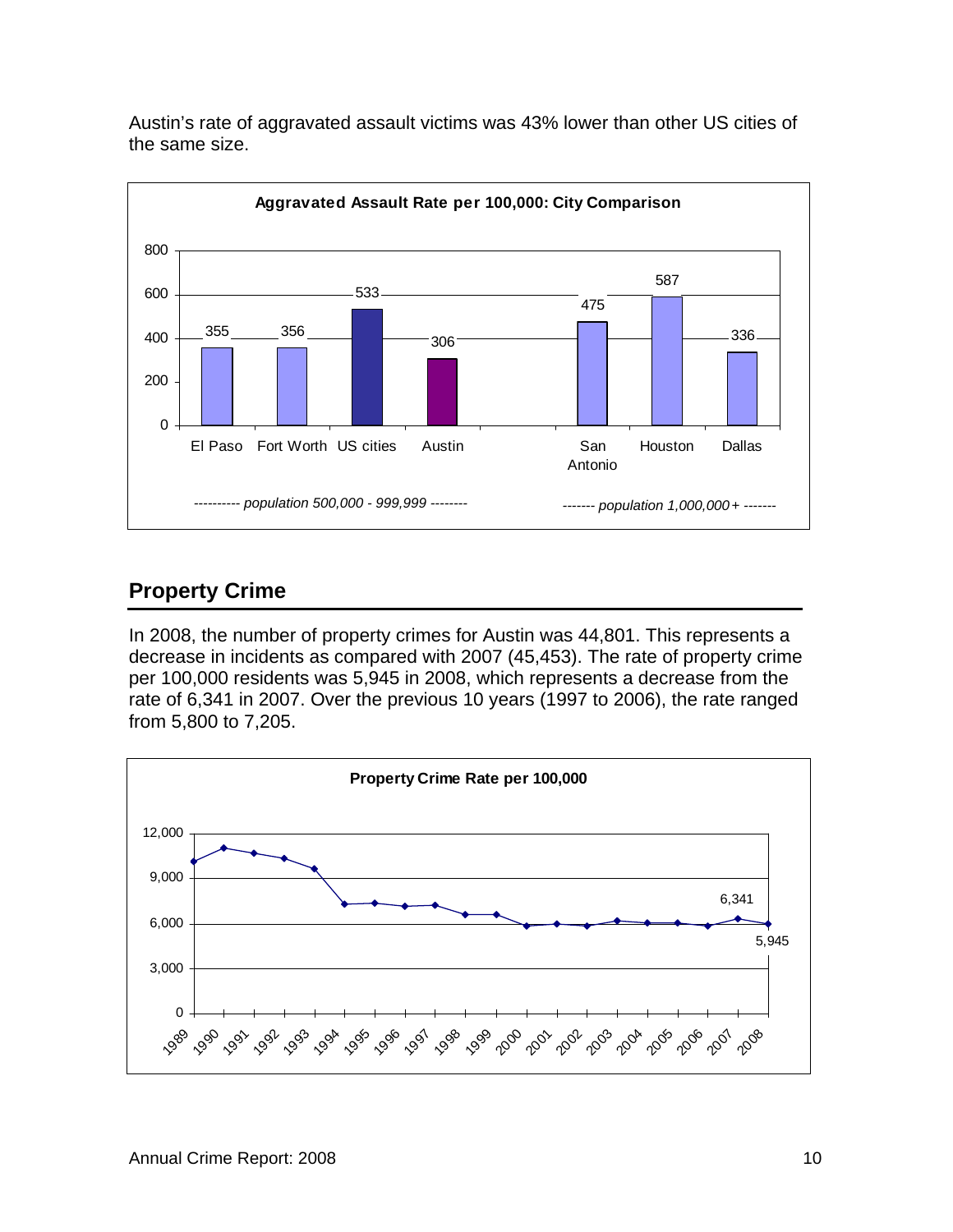Austin's rate of aggravated assault victims was 43% lower than other US cities of the same size.

**Aggravated Assault Rate per 100,000: City Comparison**

| City | Rate |
|---|---|
| El Paso | 355 |
| Fort Worth | 356 |
| US cities | 533 |
| Austin | 306 |
| San Antonio | 475 |
| Houston | 587 |
| Dallas | 336 |

*---------- population 500,000 - 999,999 --------* (El Paso, Fort Worth, US cities, Austin)

*------- population 1,000,000+ -------* (San Antonio, Houston, Dallas)

## Property Crime

In 2008, the number of property crimes for Austin was 44,801. This represents a decrease in incidents as compared with 2007 (45,453). The rate of property crime per 100,000 residents was 5,945 in 2008, which represents a decrease from the rate of 6,341 in 2007. Over the previous 10 years (1997 to 2006), the rate ranged from 5,800 to 7,205.

**Property Crime Rate per 100,000**

| Year | Rate |
|---|---|
| 2007 | 6,341 |
| 2008 | 5,945 |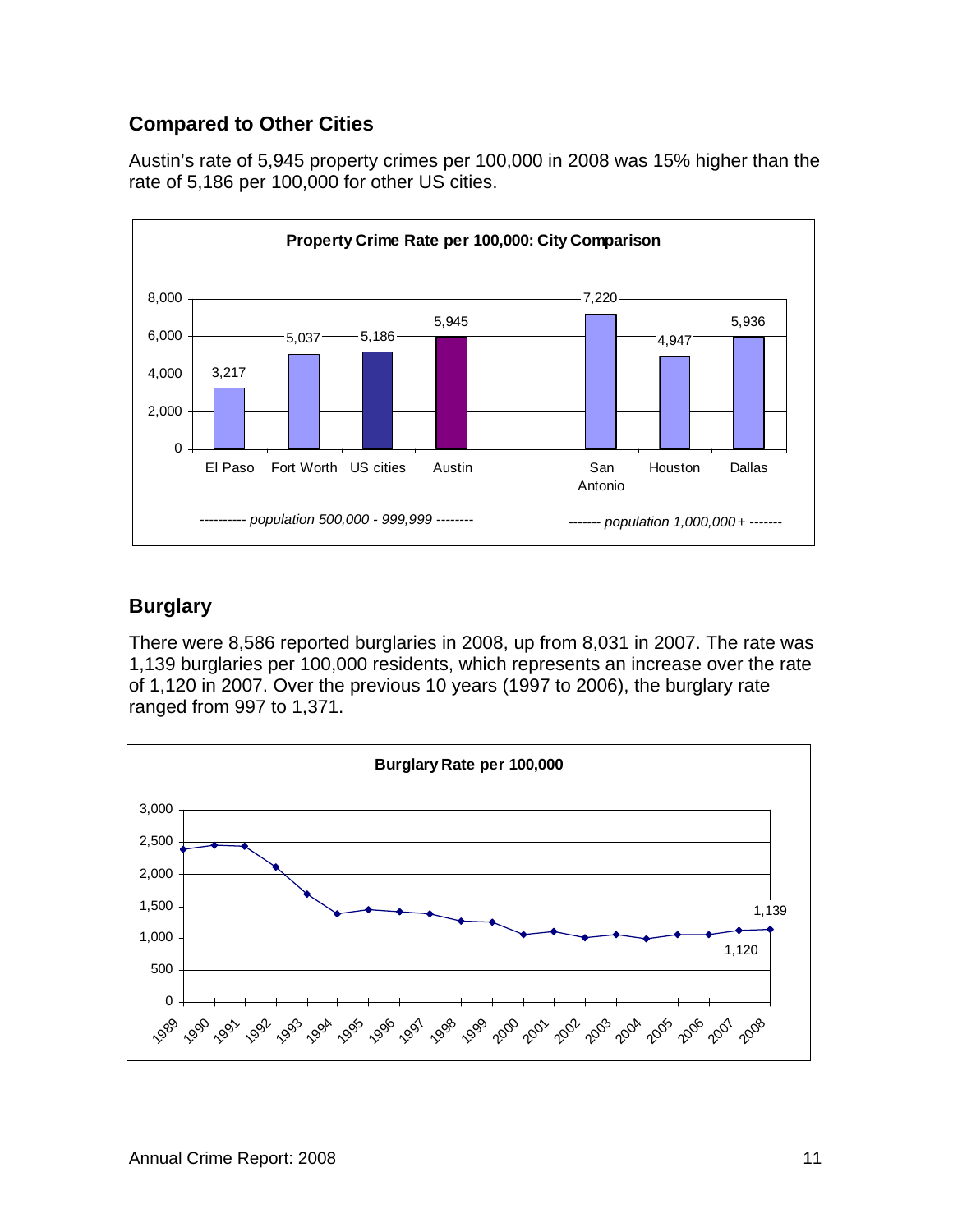## Compared to Other Cities

Austin's rate of 5,945 property crimes per 100,000 in 2008 was 15% higher than the rate of 5,186 per 100,000 for other US cities.

**Property Crime Rate per 100,000: City Comparison**

| City | Rate |
|---|---|
| *population 500,000 - 999,999* | |
| El Paso | 3,217 |
| Fort Worth | 5,037 |
| US cities | 5,186 |
| Austin | 5,945 |
| *population 1,000,000+* | |
| San Antonio | 7,220 |
| Houston | 4,947 |
| Dallas | 5,936 |

## Burglary

There were 8,586 reported burglaries in 2008, up from 8,031 in 2007. The rate was 1,139 burglaries per 100,000 residents, which represents an increase over the rate of 1,120 in 2007. Over the previous 10 years (1997 to 2006), the burglary rate ranged from 997 to 1,371.

**Burglary Rate per 100,000**

| Year | Rate |
|---|---|
| 2007 | 1,120 |
| 2008 | 1,139 |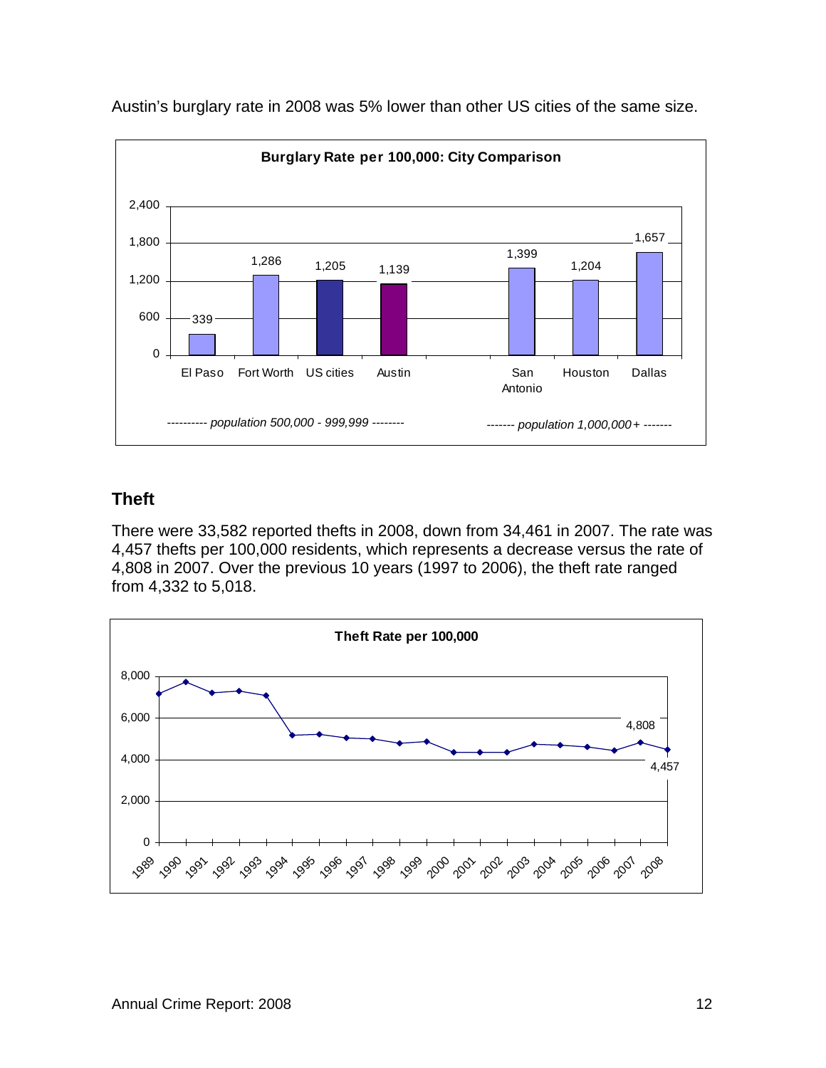Austin's burglary rate in 2008 was 5% lower than other US cities of the same size.

**Burglary Rate per 100,000: City Comparison**

| | El Paso | Fort Worth | US cities | Austin | San Antonio | Houston | Dallas |
|---|---|---|---|---|---|---|---|
| Burglary rate | 339 | 1,286 | 1,205 | 1,139 | 1,399 | 1,204 | 1,657 |

*---------- population 500,000 - 999,999 --------* (El Paso, Fort Worth, US cities, Austin)

*------- population 1,000,000+ -------* (San Antonio, Houston, Dallas)

## Theft

There were 33,582 reported thefts in 2008, down from 34,461 in 2007. The rate was 4,457 thefts per 100,000 residents, which represents a decrease versus the rate of 4,808 in 2007. Over the previous 10 years (1997 to 2006), the theft rate ranged from 4,332 to 5,018.

**Theft Rate per 100,000**

| Year | 2007 | 2008 |
|---|---|---|
| Theft rate | 4,808 | 4,457 |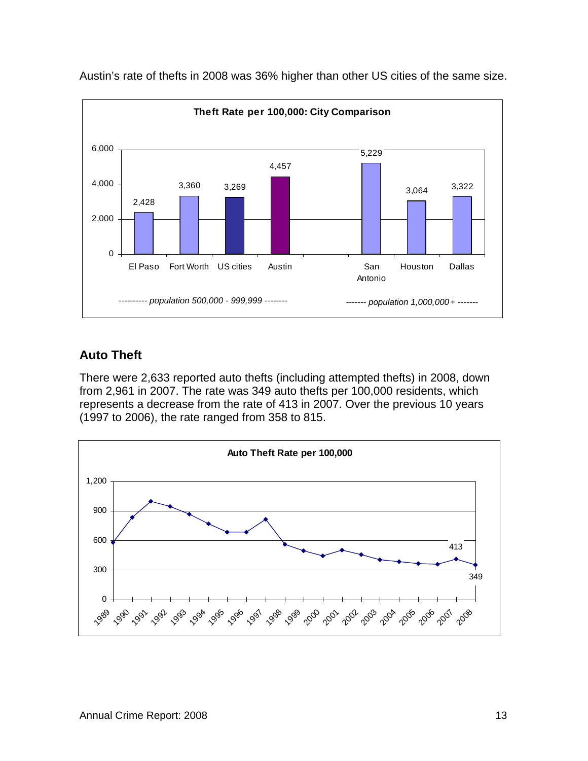Austin's rate of thefts in 2008 was 36% higher than other US cities of the same size.

**Theft Rate per 100,000: City Comparison**

| City | Theft Rate per 100,000 |
|---|---|
| *population 500,000 - 999,999* | |
| El Paso | 2,428 |
| Fort Worth | 3,360 |
| US cities | 3,269 |
| Austin | 4,457 |
| *population 1,000,000+* | |
| San Antonio | 5,229 |
| Houston | 3,064 |
| Dallas | 3,322 |

## Auto Theft

There were 2,633 reported auto thefts (including attempted thefts) in 2008, down from 2,961 in 2007. The rate was 349 auto thefts per 100,000 residents, which represents a decrease from the rate of 413 in 2007. Over the previous 10 years (1997 to 2006), the rate ranged from 358 to 815.

**Auto Theft Rate per 100,000**

| Year | Rate |
|---|---|
| 2007 | 413 |
| 2008 | 349 |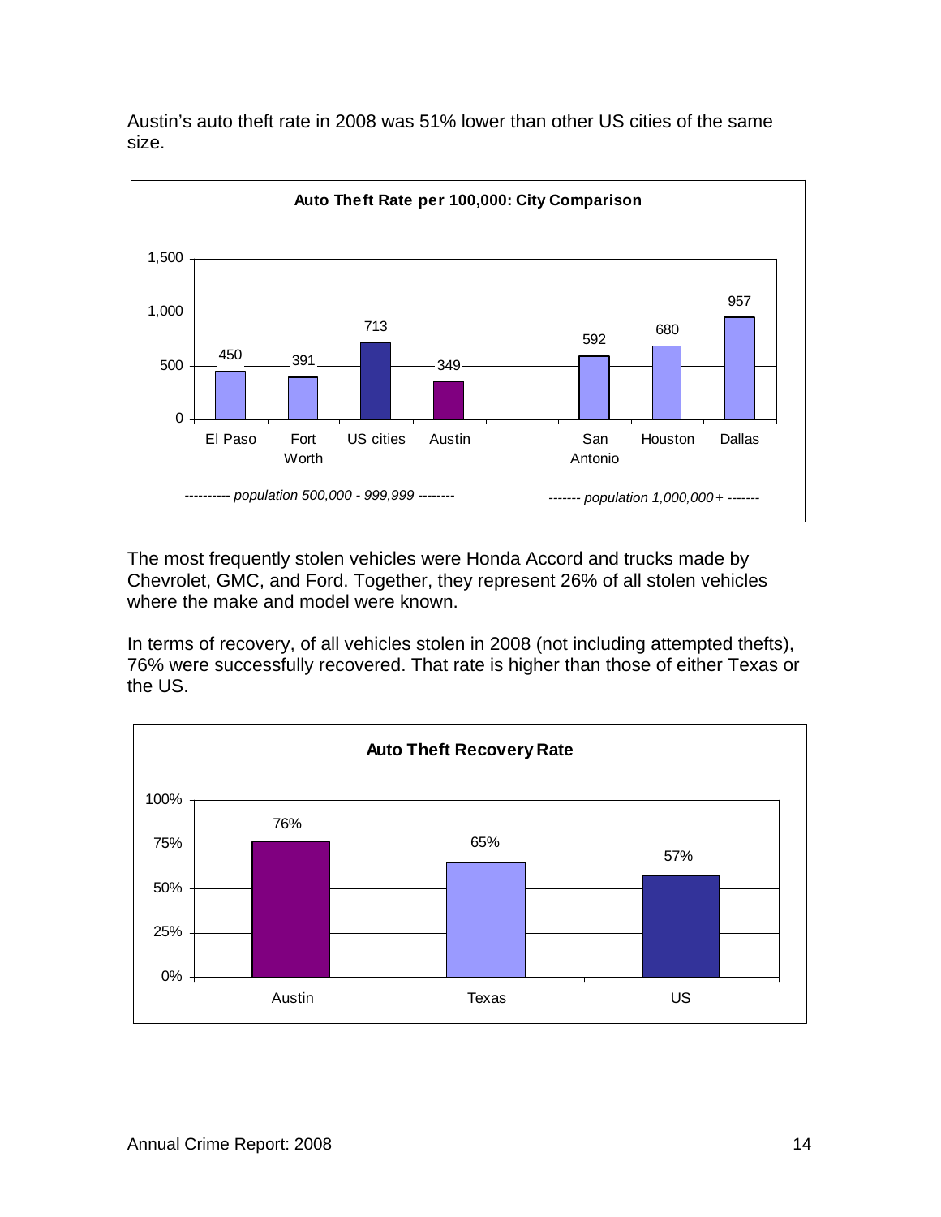Austin's auto theft rate in 2008 was 51% lower than other US cities of the same size.

**Auto Theft Rate per 100,000: City Comparison**

| City | Rate | Population group |
|---|---|---|
| El Paso | 450 | population 500,000 - 999,999 |
| Fort Worth | 391 | population 500,000 - 999,999 |
| US cities | 713 | population 500,000 - 999,999 |
| Austin | 349 | population 500,000 - 999,999 |
| San Antonio | 592 | population 1,000,000+ |
| Houston | 680 | population 1,000,000+ |
| Dallas | 957 | population 1,000,000+ |

The most frequently stolen vehicles were Honda Accord and trucks made by Chevrolet, GMC, and Ford. Together, they represent 26% of all stolen vehicles where the make and model were known.

In terms of recovery, of all vehicles stolen in 2008 (not including attempted thefts), 76% were successfully recovered. That rate is higher than those of either Texas or the US.

**Auto Theft Recovery Rate**

| | Recovery Rate |
|---|---|
| Austin | 76% |
| Texas | 65% |
| US | 57% |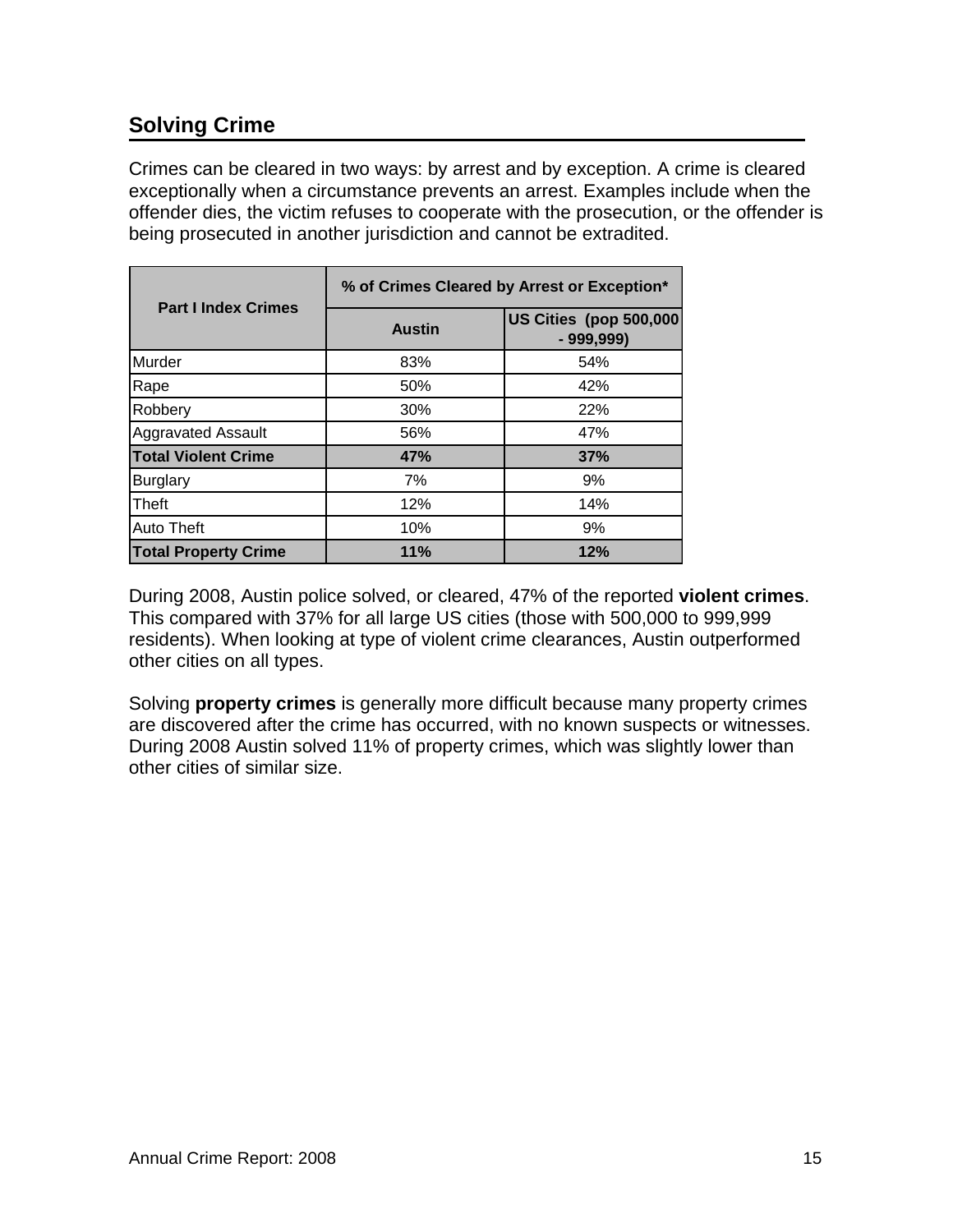## Solving Crime

Crimes can be cleared in two ways: by arrest and by exception. A crime is cleared exceptionally when a circumstance prevents an arrest. Examples include when the offender dies, the victim refuses to cooperate with the prosecution, or the offender is being prosecuted in another jurisdiction and cannot be extradited.

| Part I Index Crimes | % of Crimes Cleared by Arrest or Exception* | |
|---|---|---|
| | Austin | US Cities (pop 500,000 - 999,999) |
| Murder | 83% | 54% |
| Rape | 50% | 42% |
| Robbery | 30% | 22% |
| Aggravated Assault | 56% | 47% |
| **Total Violent Crime** | **47%** | **37%** |
| Burglary | 7% | 9% |
| Theft | 12% | 14% |
| Auto Theft | 10% | 9% |
| **Total Property Crime** | **11%** | **12%** |

During 2008, Austin police solved, or cleared, 47% of the reported **violent crimes**. This compared with 37% for all large US cities (those with 500,000 to 999,999 residents). When looking at type of violent crime clearances, Austin outperformed other cities on all types.

Solving **property crimes** is generally more difficult because many property crimes are discovered after the crime has occurred, with no known suspects or witnesses. During 2008 Austin solved 11% of property crimes, which was slightly lower than other cities of similar size.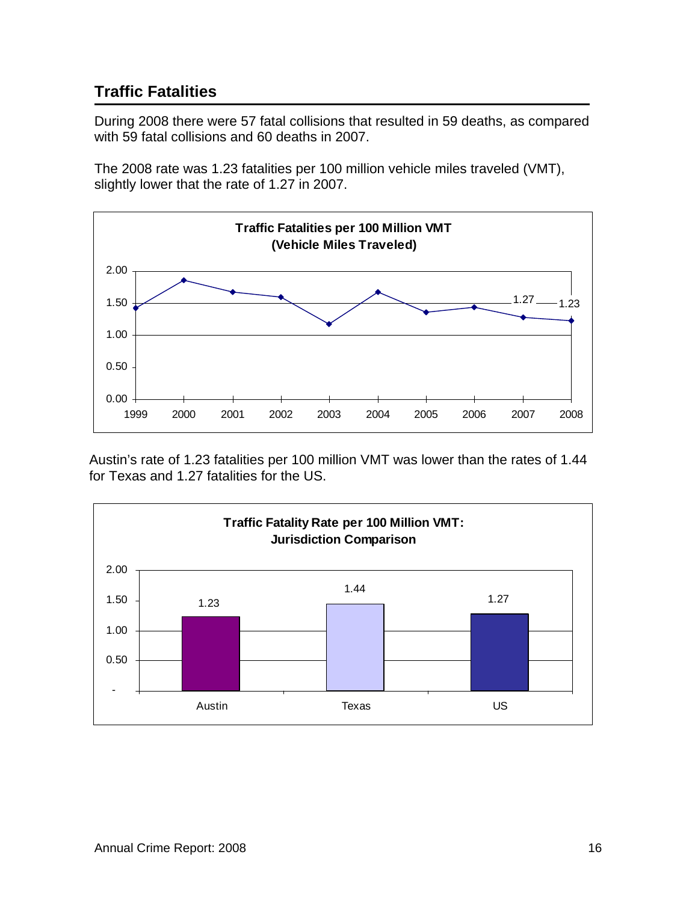## Traffic Fatalities

During 2008 there were 57 fatal collisions that resulted in 59 deaths, as compared with 59 fatal collisions and 60 deaths in 2007.

The 2008 rate was 1.23 fatalities per 100 million vehicle miles traveled (VMT), slightly lower that the rate of 1.27 in 2007.

**Traffic Fatalities per 100 Million VMT (Vehicle Miles Traveled)**

| Year | Rate |
|---|---|
| 2007 | 1.27 |
| 2008 | 1.23 |

Austin's rate of 1.23 fatalities per 100 million VMT was lower than the rates of 1.44 for Texas and 1.27 fatalities for the US.

**Traffic Fatality Rate per 100 Million VMT: Jurisdiction Comparison**

| Jurisdiction | Rate |
|---|---|
| Austin | 1.23 |
| Texas | 1.44 |
| US | 1.27 |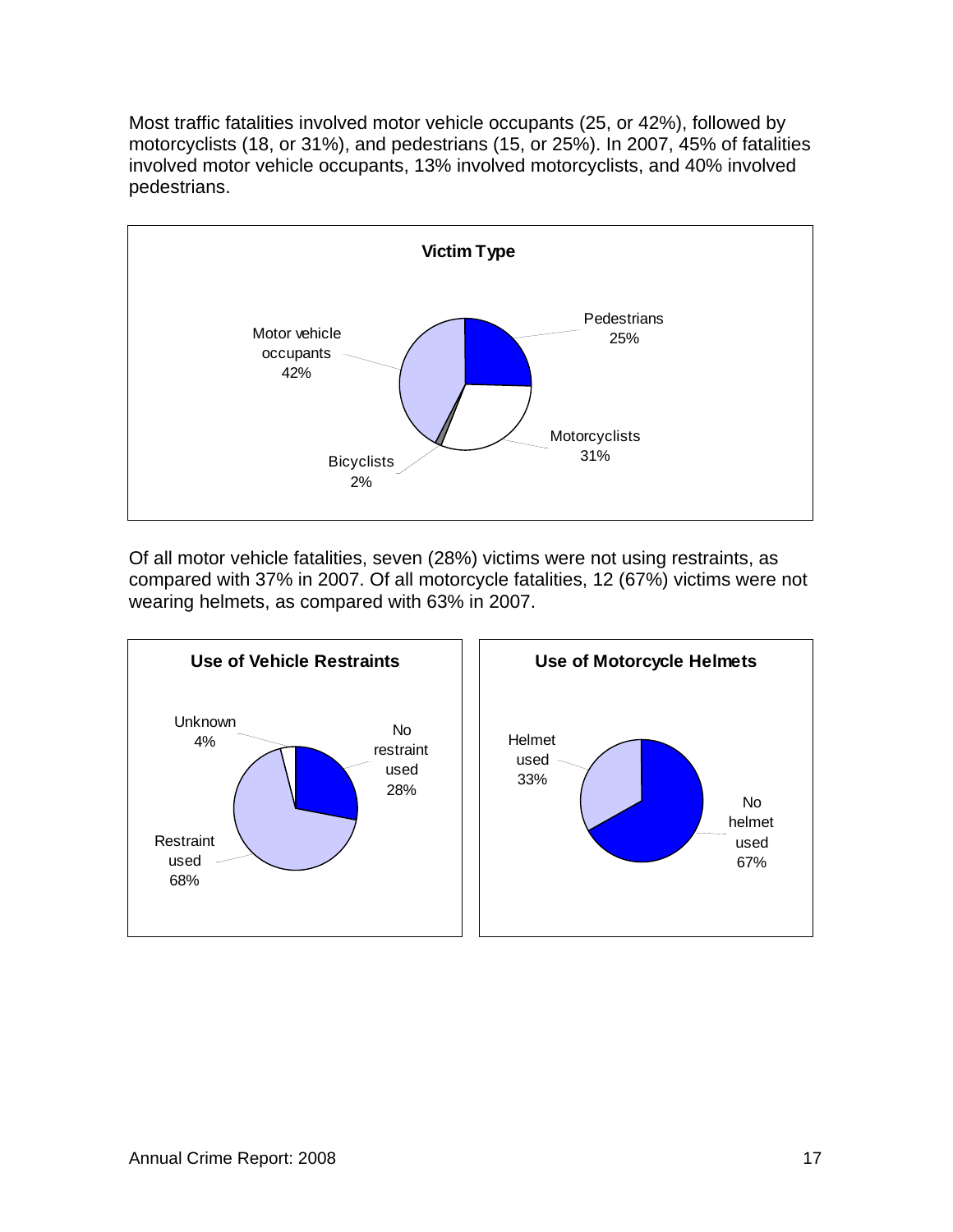Most traffic fatalities involved motor vehicle occupants (25, or 42%), followed by motorcyclists (18, or 31%), and pedestrians (15, or 25%). In 2007, 45% of fatalities involved motor vehicle occupants, 13% involved motorcyclists, and 40% involved pedestrians.

**Victim Type**

| Victim Type | Percent |
| --- | --- |
| Pedestrians | 25% |
| Motorcyclists | 31% |
| Bicyclists | 2% |
| Motor vehicle occupants | 42% |

Of all motor vehicle fatalities, seven (28%) victims were not using restraints, as compared with 37% in 2007. Of all motorcycle fatalities, 12 (67%) victims were not wearing helmets, as compared with 63% in 2007.

**Use of Vehicle Restraints**

| Restraint Use | Percent |
| --- | --- |
| No restraint used | 28% |
| Restraint used | 68% |
| Unknown | 4% |

**Use of Motorcycle Helmets**

| Helmet Use | Percent |
| --- | --- |
| No helmet used | 67% |
| Helmet used | 33% |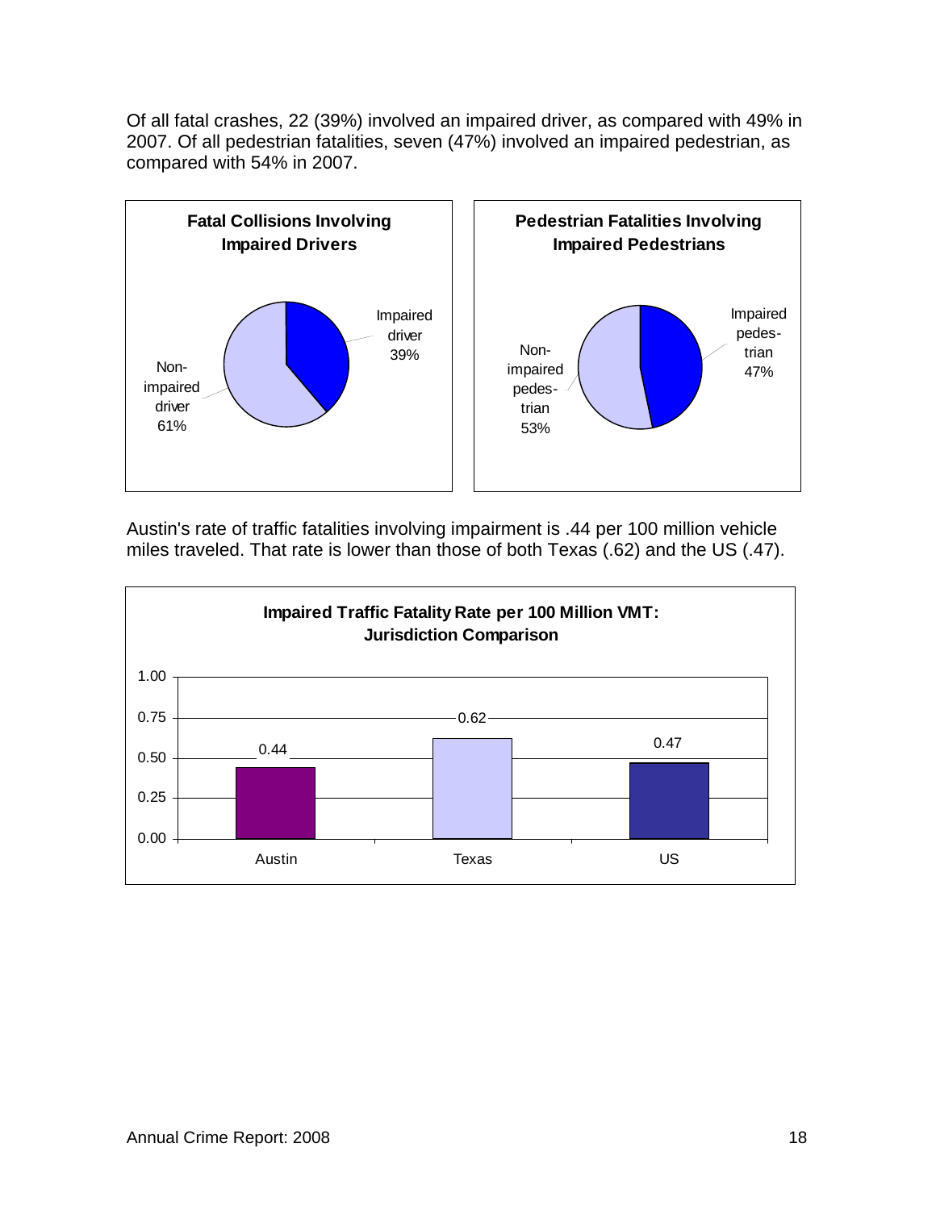Of all fatal crashes, 22 (39%) involved an impaired driver, as compared with 49% in 2007. Of all pedestrian fatalities, seven (47%) involved an impaired pedestrian, as compared with 54% in 2007.

**Fatal Collisions Involving Impaired Drivers**

Impaired driver 39%

Non-impaired driver 61%

**Pedestrian Fatalities Involving Impaired Pedestrians**

Impaired pedestrian 47%

Non-impaired pedestrian 53%

Austin's rate of traffic fatalities involving impairment is .44 per 100 million vehicle miles traveled. That rate is lower than those of both Texas (.62) and the US (.47).

**Impaired Traffic Fatality Rate per 100 Million VMT: Jurisdiction Comparison**

| Jurisdiction | Rate |
|---|---|
| Austin | 0.44 |
| Texas | 0.62 |
| US | 0.47 |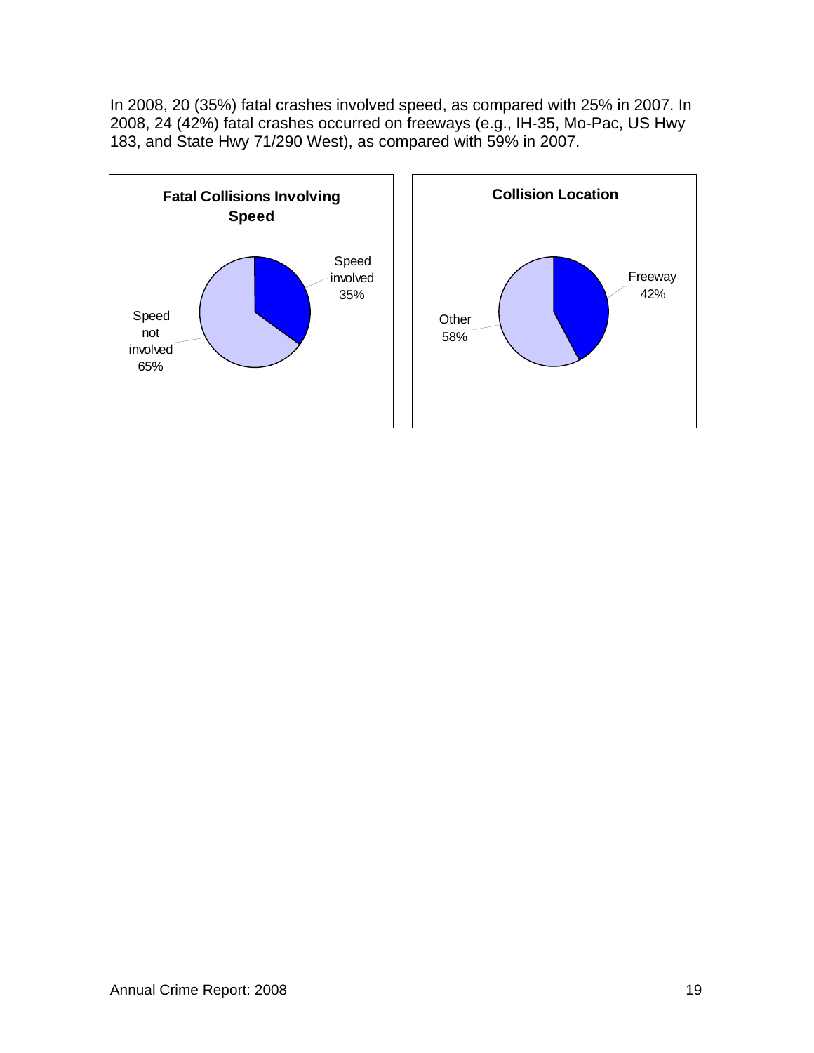In 2008, 20 (35%) fatal crashes involved speed, as compared with 25% in 2007. In 2008, 24 (42%) fatal crashes occurred on freeways (e.g., IH-35, Mo-Pac, US Hwy 183, and State Hwy 71/290 West), as compared with 59% in 2007.

**Fatal Collisions Involving Speed**

Speed involved 35%

Speed not involved 65%

**Collision Location**

Freeway 42%

Other 58%